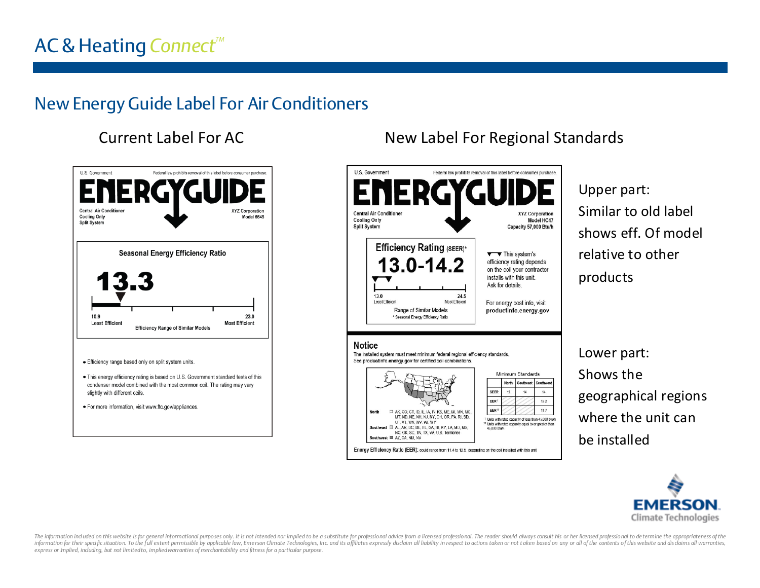# New Energy Guide Label For Air Conditioners

## Current Label For AC

U.S. Government — Federal law prohibits removal of this label before consumer purchase.

**ENERGYGUIDE**

Central Air Conditioner
Cooling Only
Split System

XYZ Corporation
Model 6645

**Seasonal Energy Efficiency Ratio**

**13.3**

10.9 Least Efficient — 23.0 Most Efficient

Efficiency Range of Similar Models

- Efficiency range based only on split system units.
- This energy efficiency rating is based on U.S. Government standard tests of this condenser model combined with the most common coil. The rating may vary slightly with different coils.
- For more information, visit www.ftc.gov/appliances.

## New Label For Regional Standards

U.S. Government — Federal law prohibits removal of this label before consumer purchase.

**ENERGYGUIDE**

Central Air Conditioner
Cooling Only
Split System

XYZ Corporation
Model HC47
Capacity 57,000 Btu/h

**Efficiency Rating (SEER)***

**13.0-14.2**

13.0 Least Efficient — 24.5 Most Efficient

Range of Similar Models

* Seasonal Energy Efficiency Ratio

This system's efficiency rating depends on the coil your contractor installs with this unit. Ask for details.

For energy cost info, visit **productinfo.energy.gov**

**Notice**

The installed system must meet minimum federal regional efficiency standards. See productinfo.energy.gov for certified coil combinations.

**North** AK, CO, CT, ID, IL, IA, IN, KS, ME, MI, MN, MO, MT, ND, NE, NH, NJ, NY, OH, OR, PA, RI, SD, UT, VT, WA, WV, WI, WY

**Southeast** AL, AR, DC, DE, FL, GA, HI, KY, LA, MD, MS, NC, OK, SC, TN, TX, VA, U.S. Territories

**Southwest** AZ, CA, NM, NV

Minimum Standards

| | North | Southeast | Southwest |
|---|---|---|---|
| SEER | 13 | 14 | 14 |
| EER † | | | 12.2 |
| EER †† | | | 11.7 |

† Units with rated capacity of less than 45,000 btu/h
†† Units with rated capacity equal to or greater than 45,000 btu/h

**Energy Efficiency Ratio (EER):** could range from 11.4 to 12.5, depending on the coil installed with this unit

Upper part:
Similar to old label shows eff. Of model relative to other products

Lower part:
Shows the geographical regions where the unit can be installed

*The information included on this website is for general informational purposes only. It is not intended nor implied to be a substitute for professional advice from a licensed professional. The reader should always consult his or her licensed professional to determine the appropriateness of the information for their specific situation. To the full extent permissible by applicable law, Emerson Climate Technologies, Inc. and its affiliates expressly disclaim all liability in respect to actions taken or not taken based on any or all of the contents of this website and disclaims all warranties, express or implied, including, but not limited to, implied warranties of merchantability and fitness for a particular purpose.*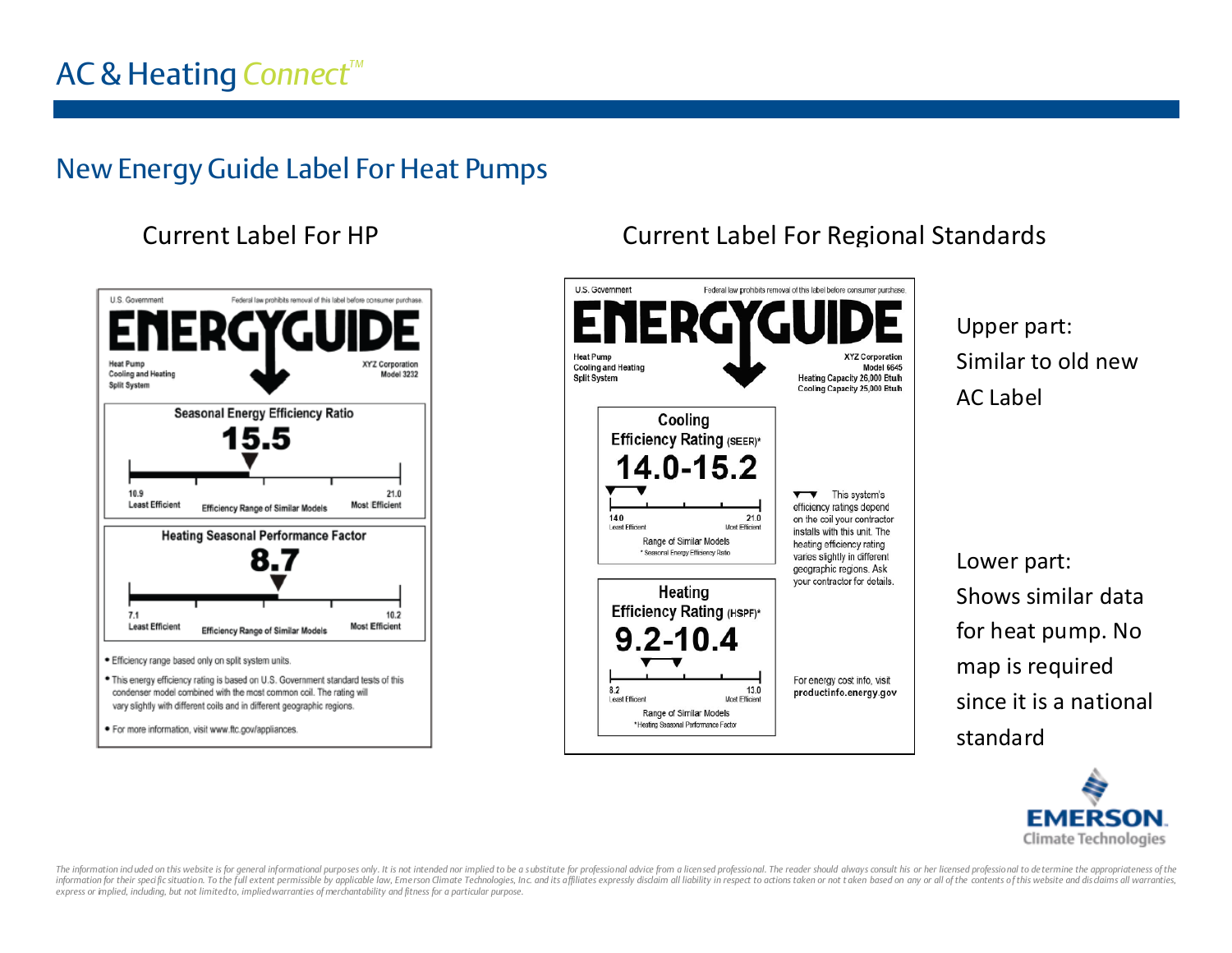# New Energy Guide Label For Heat Pumps

## Current Label For HP

U.S. Government

Federal law prohibits removal of this label before consumer purchase.

**ENERGYGUIDE**

Heat Pump
Cooling and Heating
Split System

XYZ Corporation
Model 3232

**Seasonal Energy Efficiency Ratio**

**15.5**

10.9 Least Efficient

Efficiency Range of Similar Models

21.0 Most Efficient

**Heating Seasonal Performance Factor**

**8.7**

7.1 Least Efficient

Efficiency Range of Similar Models

10.2 Most Efficient

- Efficiency range based only on split system units.
- This energy efficiency rating is based on U.S. Government standard tests of this condenser model combined with the most common coil. The rating will vary slightly with different coils and in different geographic regions.
- For more information, visit www.ftc.gov/appliances.

## Current Label For Regional Standards

U.S. Government

Federal law prohibits removal of this label before consumer purchase.

**ENERGYGUIDE**

Heat Pump
Cooling and Heating
Split System

XYZ Corporation
Model 6645
Heating Capacity 26,000 Btuh
Cooling Capacity 25,000 Btuh

**Cooling**
**Efficiency Rating** (SEER)*

**14.0-15.2**

14.0 Least Efficient

21.0 Most Efficient

Range of Similar Models

* Seasonal Energy Efficiency Ratio

**Heating**
**Efficiency Rating** (HSPF)*

**9.2-10.4**

8.2 Least Efficient

13.0 Most Efficient

Range of Similar Models

* Heating Seasonal Performance Factor

This system's efficiency ratings depend on the coil your contractor installs with this unit. The heating efficiency rating varies slightly in different geographic regions. Ask your contractor for details.

For energy cost info, visit **productinfo.energy.gov**

Upper part:
Similar to old new AC Label

Lower part:
Shows similar data for heat pump. No map is required since it is a national standard

*The information included on this website is for general informational purposes only. It is not intended nor implied to be a substitute for professional advice from a licensed professional. The reader should always consult his or her licensed professional to determine the appropriateness of the information for their specific situation. To the full extent permissible by applicable law, Emerson Climate Technologies, Inc. and its affiliates expressly disclaim all liability in respect to actions taken or not taken based on any or all of the contents of this website and disclaims all warranties, express or implied, including, but not limited to, implied warranties of merchantability and fitness for a particular purpose.*